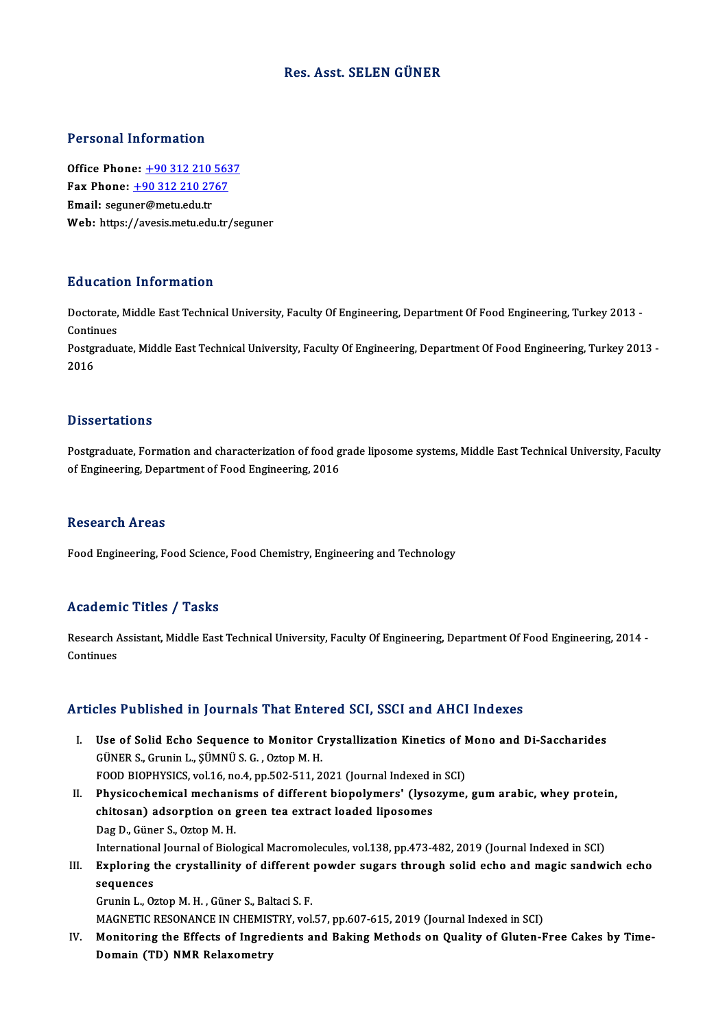# Res. Asst. SELEN GÜNER

## Personal Information

**Office Phone:** +90 312 210 5637
**Fax Phone:** +90 312 210 2767
**Email:** seguner@metu.edu.tr
**Web:** https://avesis.metu.edu.tr/seguner

## Education Information

Doctorate, Middle East Technical University, Faculty Of Engineering, Department Of Food Engineering, Turkey 2013 - Continues
Postgraduate, Middle East Technical University, Faculty Of Engineering, Department Of Food Engineering, Turkey 2013 - 2016

## Dissertations

Postgraduate, Formation and characterization of food grade liposome systems, Middle East Technical University, Faculty of Engineering, Department of Food Engineering, 2016

## Research Areas

Food Engineering, Food Science, Food Chemistry, Engineering and Technology

## Academic Titles / Tasks

Research Assistant, Middle East Technical University, Faculty Of Engineering, Department Of Food Engineering, 2014 - Continues

## Articles Published in Journals That Entered SCI, SSCI and AHCI Indexes

I. **Use of Solid Echo Sequence to Monitor Crystallization Kinetics of Mono and Di-Saccharides**
GÜNER S., Grunin L., ŞÜMNÜ S. G. , Oztop M. H.
FOOD BIOPHYSICS, vol.16, no.4, pp.502-511, 2021 (Journal Indexed in SCI)

II. **Physicochemical mechanisms of different biopolymers' (lysozyme, gum arabic, whey protein, chitosan) adsorption on green tea extract loaded liposomes**
Dag D., Güner S., Oztop M. H.
International Journal of Biological Macromolecules, vol.138, pp.473-482, 2019 (Journal Indexed in SCI)

III. **Exploring the crystallinity of different powder sugars through solid echo and magic sandwich echo sequences**
Grunin L., Oztop M. H. , Güner S., Baltaci S. F.
MAGNETIC RESONANCE IN CHEMISTRY, vol.57, pp.607-615, 2019 (Journal Indexed in SCI)

IV. **Monitoring the Effects of Ingredients and Baking Methods on Quality of Gluten-Free Cakes by Time-Domain (TD) NMR Relaxometry**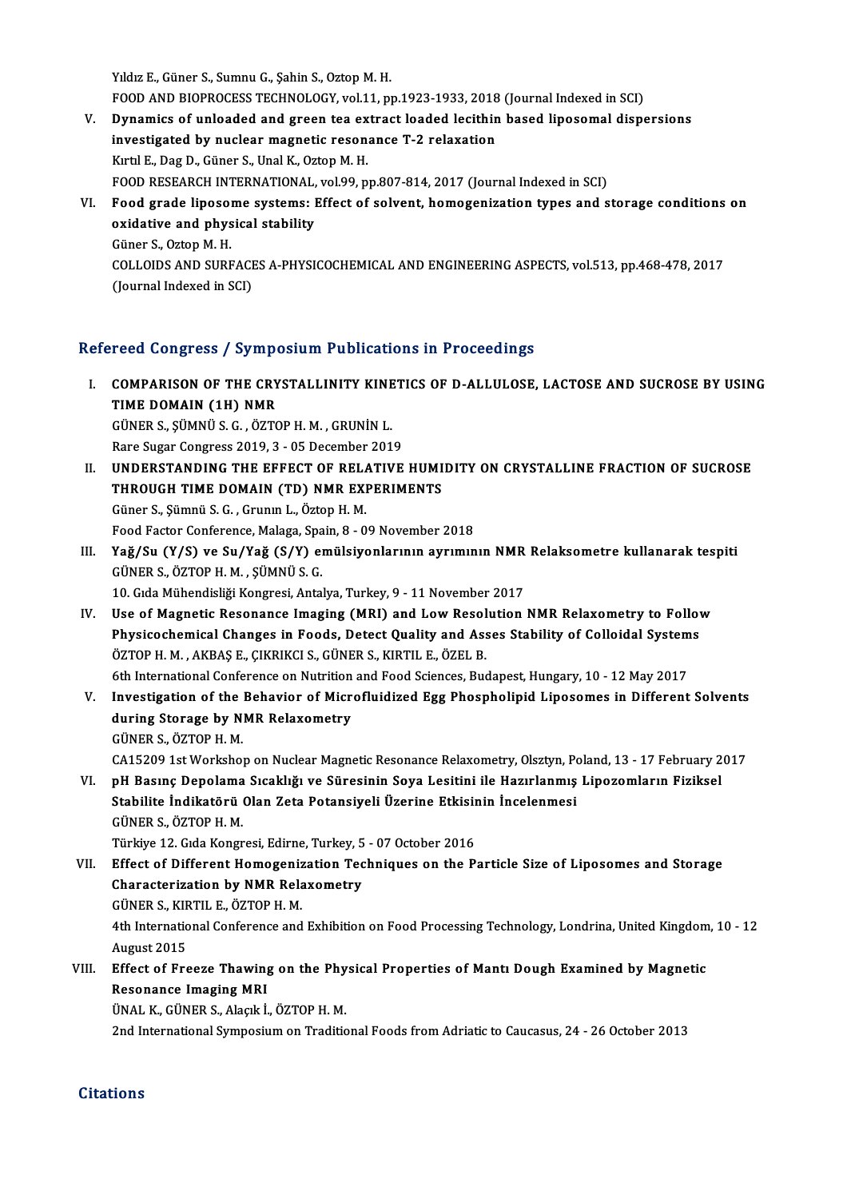Yıldız E., Güner S., Sumnu G., Şahin S., Oztop M. H.
FOOD AND BIOPROCESS TECHNOLOGY, vol.11, pp.1923-1933, 2018 (Journal Indexed in SCI)

V. **Dynamics of unloaded and green tea extract loaded lecithin based liposomal dispersions investigated by nuclear magnetic resonance T-2 relaxation**
Kırtıl E., Dag D., Güner S., Unal K., Oztop M. H.
FOOD RESEARCH INTERNATIONAL, vol.99, pp.807-814, 2017 (Journal Indexed in SCI)

VI. **Food grade liposome systems: Effect of solvent, homogenization types and storage conditions on oxidative and physical stability**
Güner S., Oztop M. H.
COLLOIDS AND SURFACES A-PHYSICOCHEMICAL AND ENGINEERING ASPECTS, vol.513, pp.468-478, 2017 (Journal Indexed in SCI)

## Refereed Congress / Symposium Publications in Proceedings

I. **COMPARISON OF THE CRYSTALLINITY KINETICS OF D-ALLULOSE, LACTOSE AND SUCROSE BY USING TIME DOMAIN (1H) NMR**
GÜNER S., ŞÜMNÜ S. G. , ÖZTOP H. M. , GRUNİN L.
Rare Sugar Congress 2019, 3 - 05 December 2019

II. **UNDERSTANDING THE EFFECT OF RELATIVE HUMIDITY ON CRYSTALLINE FRACTION OF SUCROSE THROUGH TIME DOMAIN (TD) NMR EXPERIMENTS**
Güner S., Şümnü S. G. , Grunın L., Öztop H. M.
Food Factor Conference, Malaga, Spain, 8 - 09 November 2018

III. **Yağ/Su (Y/S) ve Su/Yağ (S/Y) emülsiyonlarının ayrımının NMR Relaksometre kullanarak tespiti**
GÜNER S., ÖZTOP H. M. , ŞÜMNÜ S. G.
10. Gıda Mühendisliği Kongresi, Antalya, Turkey, 9 - 11 November 2017

IV. **Use of Magnetic Resonance Imaging (MRI) and Low Resolution NMR Relaxometry to Follow Physicochemical Changes in Foods, Detect Quality and Asses Stability of Colloidal Systems**
ÖZTOP H. M. , AKBAŞ E., ÇIKRIKCI S., GÜNER S., KIRTIL E., ÖZEL B.
6th International Conference on Nutrition and Food Sciences, Budapest, Hungary, 10 - 12 May 2017

V. **Investigation of the Behavior of Microfluidized Egg Phospholipid Liposomes in Different Solvents during Storage by NMR Relaxometry**
GÜNER S., ÖZTOP H. M.
CA15209 1st Workshop on Nuclear Magnetic Resonance Relaxometry, Olsztyn, Poland, 13 - 17 February 2017

VI. **pH Basınç Depolama Sıcaklığı ve Süresinin Soya Lesitini ile Hazırlanmış Lipozomların Fiziksel Stabilite İndikatörü Olan Zeta Potansiyeli Üzerine Etkisinin İncelenmesi**
GÜNER S., ÖZTOP H. M.
Türkiye 12. Gıda Kongresi, Edirne, Turkey, 5 - 07 October 2016

VII. **Effect of Different Homogenization Techniques on the Particle Size of Liposomes and Storage Characterization by NMR Relaxometry**
GÜNER S., KIRTIL E., ÖZTOP H. M.
4th International Conference and Exhibition on Food Processing Technology, Londrina, United Kingdom, 10 - 12 August 2015

VIII. **Effect of Freeze Thawing on the Physical Properties of Mantı Dough Examined by Magnetic Resonance Imaging MRI**
ÜNAL K., GÜNER S., Alaçık İ., ÖZTOP H. M.
2nd International Symposium on Traditional Foods from Adriatic to Caucasus, 24 - 26 October 2013

## Citations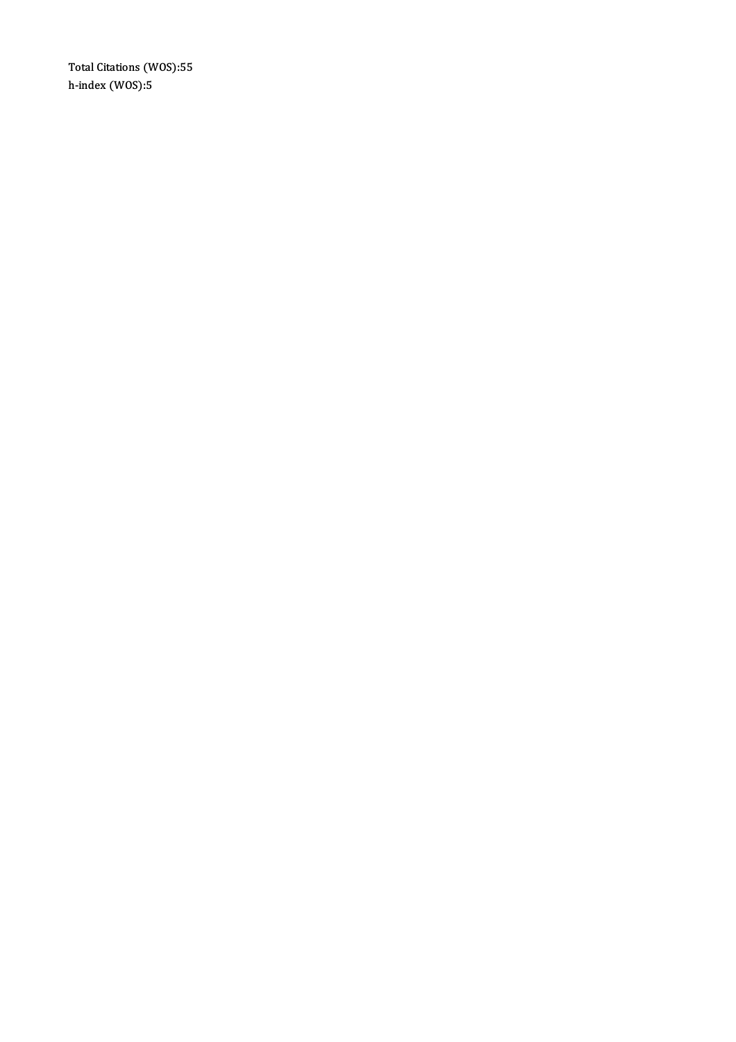Total Citations (WOS):55
h-index (WOS):5